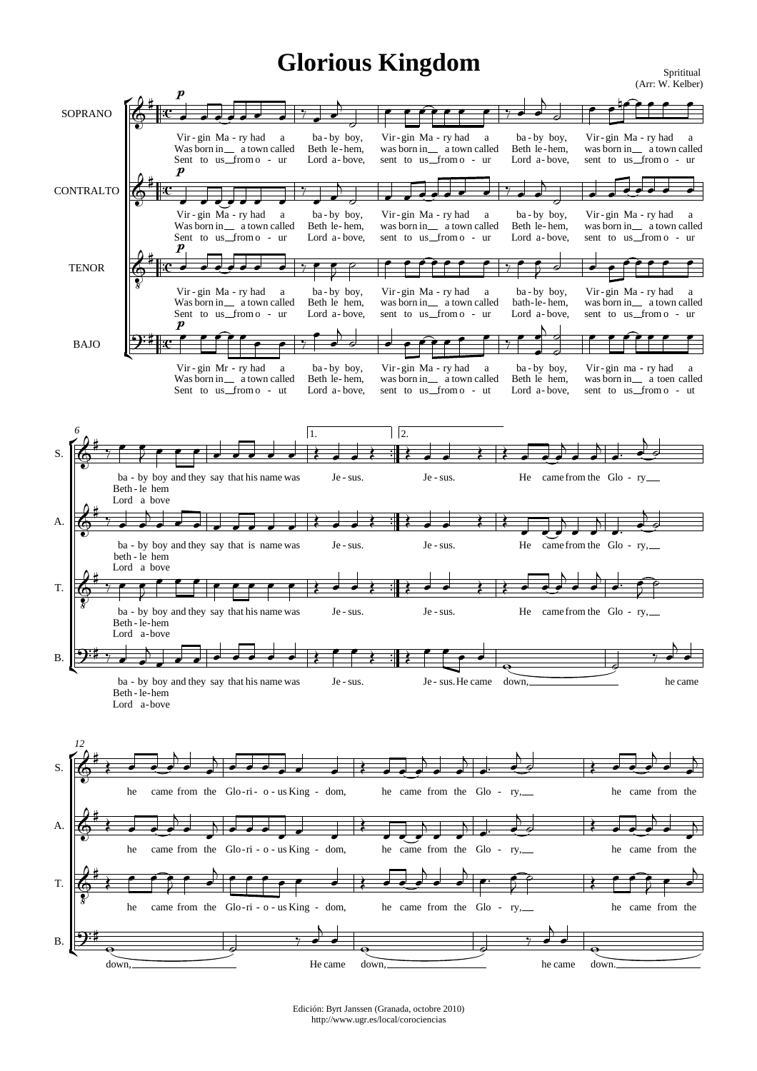# Glorious Kingdom

Spritual
(Arr: W. Kelber)

SOPRANO

CONTRALTO

TENOR

BAJO

Vir - gin Ma - ry had a ba - by boy, Vir - gin Ma - ry had a ba - by boy, Vir - gin Ma - ry had a
Was born in a town called Beth le - hem, was born in a town called Beth le - hem, was born in a town called
Sent to us from o - ur Lord a - bove, sent to us from o - ur Lord a - bove, sent to us from o - ur

ba - by boy and they say that his name was Je - sus. Je - sus. He came from the Glo - ry
Beth - le hem
Lord a bove

He came down, he came

he came from the Glo - ri - o - us King - dom, he came from the Glo - ry, he came from the

down, He came down, he came down.

Edición: Byrt Janssen (Granada, octobre 2010)
http://www.ugr.es/local/coro­ciencias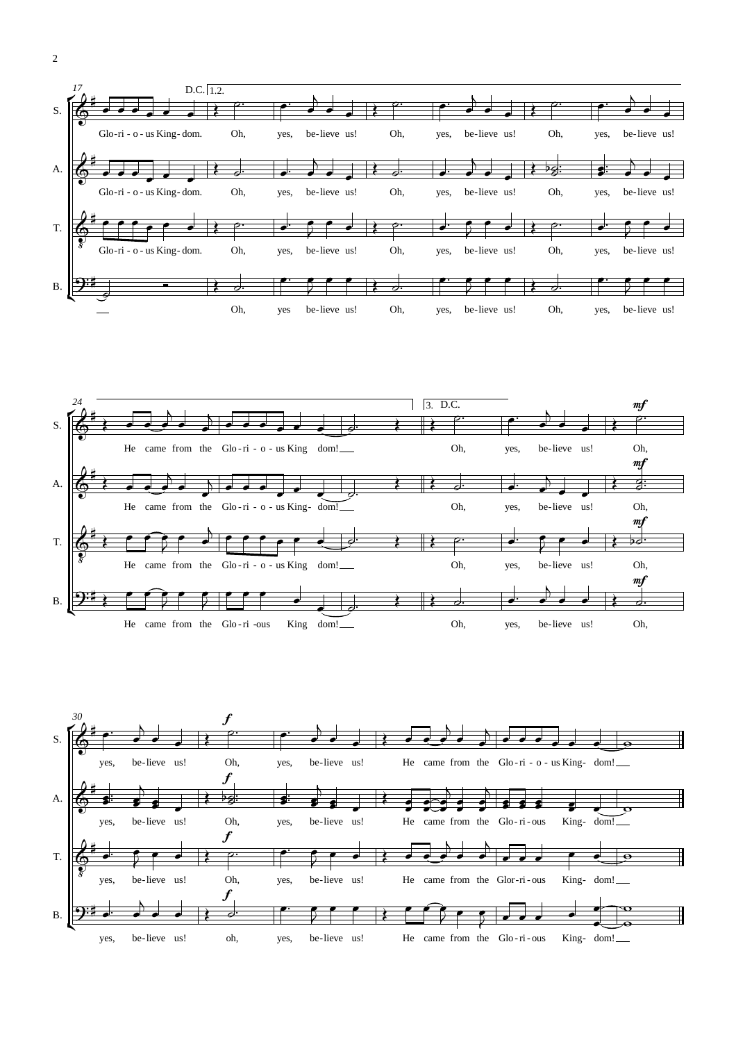**17** D.C. 1.2.

S. Glo-ri - o - us King- dom. Oh, yes, be-lieve us! Oh, yes, be-lieve us! Oh, yes, be-lieve us!

A. Glo-ri - o - us King- dom. Oh, yes, be-lieve us! Oh, yes, be-lieve us! Oh, yes, be-lieve us!

T. Glo-ri - o - us King- dom. Oh, yes, be-lieve us! Oh, yes, be-lieve us! Oh, yes, be-lieve us!

B. Oh, yes be-lieve us! Oh, yes, be-lieve us! Oh, yes, be-lieve us!

**24** 3. D.C. *mf*

S. He came from the Glo-ri - o - us King dom! Oh, yes, be-lieve us! Oh,

A. He came from the Glo-ri - o - us King- dom! Oh, yes, be-lieve us! Oh,

T. He came from the Glo-ri - o - us King dom! Oh, yes, be-lieve us! Oh,

B. He came from the Glo-ri -ous King dom! Oh, yes, be-lieve us! Oh,

**30** *f*

S. yes, be-lieve us! Oh, yes, be-lieve us! He came from the Glo-ri - o - us King- dom!

A. yes, be-lieve us! Oh, yes, be-lieve us! He came from the Glo-ri-ous King- dom!

T. yes, be-lieve us! Oh, yes, be-lieve us! He came from the Glor-ri-ous King- dom!

B. yes, be-lieve us! oh, yes, be-lieve us! He came from the Glo-ri-ous King- dom!